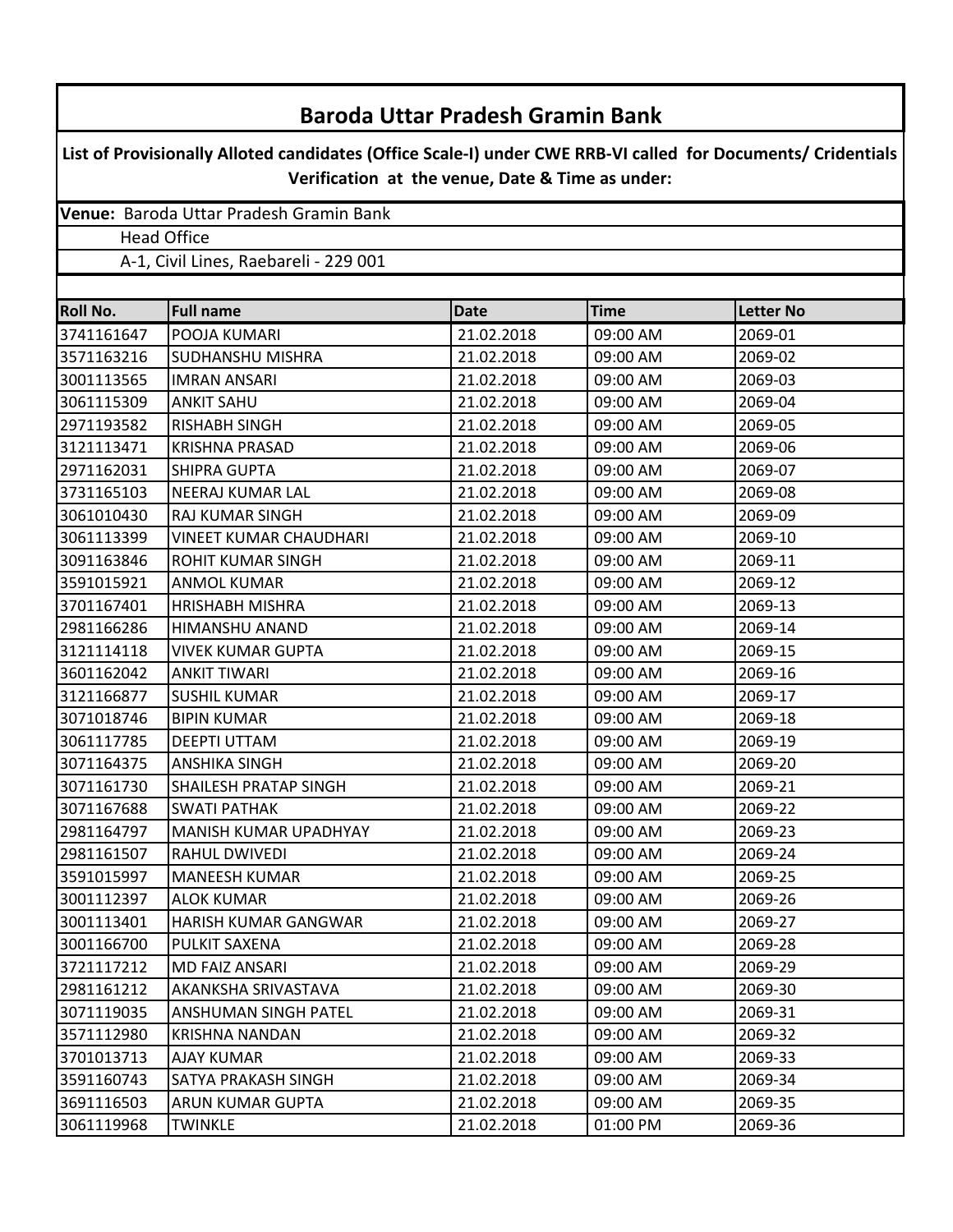# Baroda Uttar Pradesh Gramin Bank

**List of Provisionally Alloted candidates (Office Scale-I) under CWE RRB-VI called for Documents/ Cridentials Verification at the venue, Date & Time as under:**

**Venue:** Baroda Uttar Pradesh Gramin Bank
Head Office
A-1, Civil Lines, Raebareli - 229 001

| Roll No. | Full name | Date | Time | Letter No |
|---|---|---|---|---|
| 3741161647 | POOJA KUMARI | 21.02.2018 | 09:00 AM | 2069-01 |
| 3571163216 | SUDHANSHU MISHRA | 21.02.2018 | 09:00 AM | 2069-02 |
| 3001113565 | IMRAN ANSARI | 21.02.2018 | 09:00 AM | 2069-03 |
| 3061115309 | ANKIT SAHU | 21.02.2018 | 09:00 AM | 2069-04 |
| 2971193582 | RISHABH SINGH | 21.02.2018 | 09:00 AM | 2069-05 |
| 3121113471 | KRISHNA PRASAD | 21.02.2018 | 09:00 AM | 2069-06 |
| 2971162031 | SHIPRA GUPTA | 21.02.2018 | 09:00 AM | 2069-07 |
| 3731165103 | NEERAJ KUMAR LAL | 21.02.2018 | 09:00 AM | 2069-08 |
| 3061010430 | RAJ KUMAR SINGH | 21.02.2018 | 09:00 AM | 2069-09 |
| 3061113399 | VINEET KUMAR CHAUDHARI | 21.02.2018 | 09:00 AM | 2069-10 |
| 3091163846 | ROHIT KUMAR SINGH | 21.02.2018 | 09:00 AM | 2069-11 |
| 3591015921 | ANMOL KUMAR | 21.02.2018 | 09:00 AM | 2069-12 |
| 3701167401 | HRISHABH MISHRA | 21.02.2018 | 09:00 AM | 2069-13 |
| 2981166286 | HIMANSHU ANAND | 21.02.2018 | 09:00 AM | 2069-14 |
| 3121114118 | VIVEK KUMAR GUPTA | 21.02.2018 | 09:00 AM | 2069-15 |
| 3601162042 | ANKIT TIWARI | 21.02.2018 | 09:00 AM | 2069-16 |
| 3121166877 | SUSHIL KUMAR | 21.02.2018 | 09:00 AM | 2069-17 |
| 3071018746 | BIPIN KUMAR | 21.02.2018 | 09:00 AM | 2069-18 |
| 3061117785 | DEEPTI UTTAM | 21.02.2018 | 09:00 AM | 2069-19 |
| 3071164375 | ANSHIKA SINGH | 21.02.2018 | 09:00 AM | 2069-20 |
| 3071161730 | SHAILESH PRATAP SINGH | 21.02.2018 | 09:00 AM | 2069-21 |
| 3071167688 | SWATI PATHAK | 21.02.2018 | 09:00 AM | 2069-22 |
| 2981164797 | MANISH KUMAR UPADHYAY | 21.02.2018 | 09:00 AM | 2069-23 |
| 2981161507 | RAHUL DWIVEDI | 21.02.2018 | 09:00 AM | 2069-24 |
| 3591015997 | MANEESH KUMAR | 21.02.2018 | 09:00 AM | 2069-25 |
| 3001112397 | ALOK KUMAR | 21.02.2018 | 09:00 AM | 2069-26 |
| 3001113401 | HARISH KUMAR GANGWAR | 21.02.2018 | 09:00 AM | 2069-27 |
| 3001166700 | PULKIT SAXENA | 21.02.2018 | 09:00 AM | 2069-28 |
| 3721117212 | MD FAIZ ANSARI | 21.02.2018 | 09:00 AM | 2069-29 |
| 2981161212 | AKANKSHA SRIVASTAVA | 21.02.2018 | 09:00 AM | 2069-30 |
| 3071119035 | ANSHUMAN SINGH PATEL | 21.02.2018 | 09:00 AM | 2069-31 |
| 3571112980 | KRISHNA NANDAN | 21.02.2018 | 09:00 AM | 2069-32 |
| 3701013713 | AJAY KUMAR | 21.02.2018 | 09:00 AM | 2069-33 |
| 3591160743 | SATYA PRAKASH SINGH | 21.02.2018 | 09:00 AM | 2069-34 |
| 3691116503 | ARUN KUMAR GUPTA | 21.02.2018 | 09:00 AM | 2069-35 |
| 3061119968 | TWINKLE | 21.02.2018 | 01:00 PM | 2069-36 |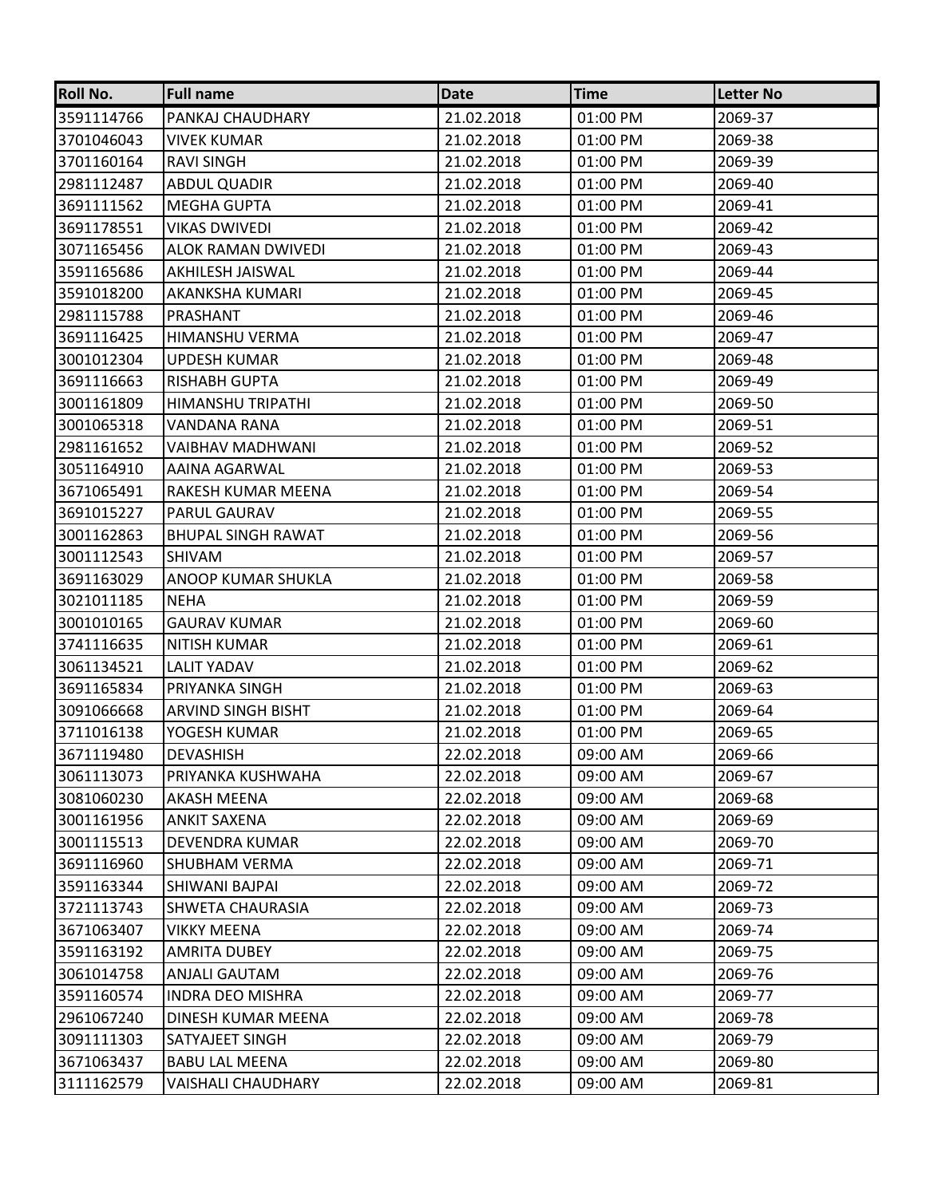| Roll No. | Full name | Date | Time | Letter No |
|---|---|---|---|---|
| 3591114766 | PANKAJ CHAUDHARY | 21.02.2018 | 01:00 PM | 2069-37 |
| 3701046043 | VIVEK KUMAR | 21.02.2018 | 01:00 PM | 2069-38 |
| 3701160164 | RAVI SINGH | 21.02.2018 | 01:00 PM | 2069-39 |
| 2981112487 | ABDUL QUADIR | 21.02.2018 | 01:00 PM | 2069-40 |
| 3691111562 | MEGHA GUPTA | 21.02.2018 | 01:00 PM | 2069-41 |
| 3691178551 | VIKAS DWIVEDI | 21.02.2018 | 01:00 PM | 2069-42 |
| 3071165456 | ALOK RAMAN DWIVEDI | 21.02.2018 | 01:00 PM | 2069-43 |
| 3591165686 | AKHILESH JAISWAL | 21.02.2018 | 01:00 PM | 2069-44 |
| 3591018200 | AKANKSHA KUMARI | 21.02.2018 | 01:00 PM | 2069-45 |
| 2981115788 | PRASHANT | 21.02.2018 | 01:00 PM | 2069-46 |
| 3691116425 | HIMANSHU VERMA | 21.02.2018 | 01:00 PM | 2069-47 |
| 3001012304 | UPDESH KUMAR | 21.02.2018 | 01:00 PM | 2069-48 |
| 3691116663 | RISHABH GUPTA | 21.02.2018 | 01:00 PM | 2069-49 |
| 3001161809 | HIMANSHU TRIPATHI | 21.02.2018 | 01:00 PM | 2069-50 |
| 3001065318 | VANDANA RANA | 21.02.2018 | 01:00 PM | 2069-51 |
| 2981161652 | VAIBHAV MADHWANI | 21.02.2018 | 01:00 PM | 2069-52 |
| 3051164910 | AAINA AGARWAL | 21.02.2018 | 01:00 PM | 2069-53 |
| 3671065491 | RAKESH KUMAR MEENA | 21.02.2018 | 01:00 PM | 2069-54 |
| 3691015227 | PARUL GAURAV | 21.02.2018 | 01:00 PM | 2069-55 |
| 3001162863 | BHUPAL SINGH RAWAT | 21.02.2018 | 01:00 PM | 2069-56 |
| 3001112543 | SHIVAM | 21.02.2018 | 01:00 PM | 2069-57 |
| 3691163029 | ANOOP KUMAR SHUKLA | 21.02.2018 | 01:00 PM | 2069-58 |
| 3021011185 | NEHA | 21.02.2018 | 01:00 PM | 2069-59 |
| 3001010165 | GAURAV KUMAR | 21.02.2018 | 01:00 PM | 2069-60 |
| 3741116635 | NITISH KUMAR | 21.02.2018 | 01:00 PM | 2069-61 |
| 3061134521 | LALIT YADAV | 21.02.2018 | 01:00 PM | 2069-62 |
| 3691165834 | PRIYANKA SINGH | 21.02.2018 | 01:00 PM | 2069-63 |
| 3091066668 | ARVIND SINGH BISHT | 21.02.2018 | 01:00 PM | 2069-64 |
| 3711016138 | YOGESH KUMAR | 21.02.2018 | 01:00 PM | 2069-65 |
| 3671119480 | DEVASHISH | 22.02.2018 | 09:00 AM | 2069-66 |
| 3061113073 | PRIYANKA KUSHWAHA | 22.02.2018 | 09:00 AM | 2069-67 |
| 3081060230 | AKASH MEENA | 22.02.2018 | 09:00 AM | 2069-68 |
| 3001161956 | ANKIT SAXENA | 22.02.2018 | 09:00 AM | 2069-69 |
| 3001115513 | DEVENDRA KUMAR | 22.02.2018 | 09:00 AM | 2069-70 |
| 3691116960 | SHUBHAM VERMA | 22.02.2018 | 09:00 AM | 2069-71 |
| 3591163344 | SHIWANI BAJPAI | 22.02.2018 | 09:00 AM | 2069-72 |
| 3721113743 | SHWETA CHAURASIA | 22.02.2018 | 09:00 AM | 2069-73 |
| 3671063407 | VIKKY MEENA | 22.02.2018 | 09:00 AM | 2069-74 |
| 3591163192 | AMRITA DUBEY | 22.02.2018 | 09:00 AM | 2069-75 |
| 3061014758 | ANJALI GAUTAM | 22.02.2018 | 09:00 AM | 2069-76 |
| 3591160574 | INDRA DEO MISHRA | 22.02.2018 | 09:00 AM | 2069-77 |
| 2961067240 | DINESH KUMAR MEENA | 22.02.2018 | 09:00 AM | 2069-78 |
| 3091111303 | SATYAJEET SINGH | 22.02.2018 | 09:00 AM | 2069-79 |
| 3671063437 | BABU LAL MEENA | 22.02.2018 | 09:00 AM | 2069-80 |
| 3111162579 | VAISHALI CHAUDHARY | 22.02.2018 | 09:00 AM | 2069-81 |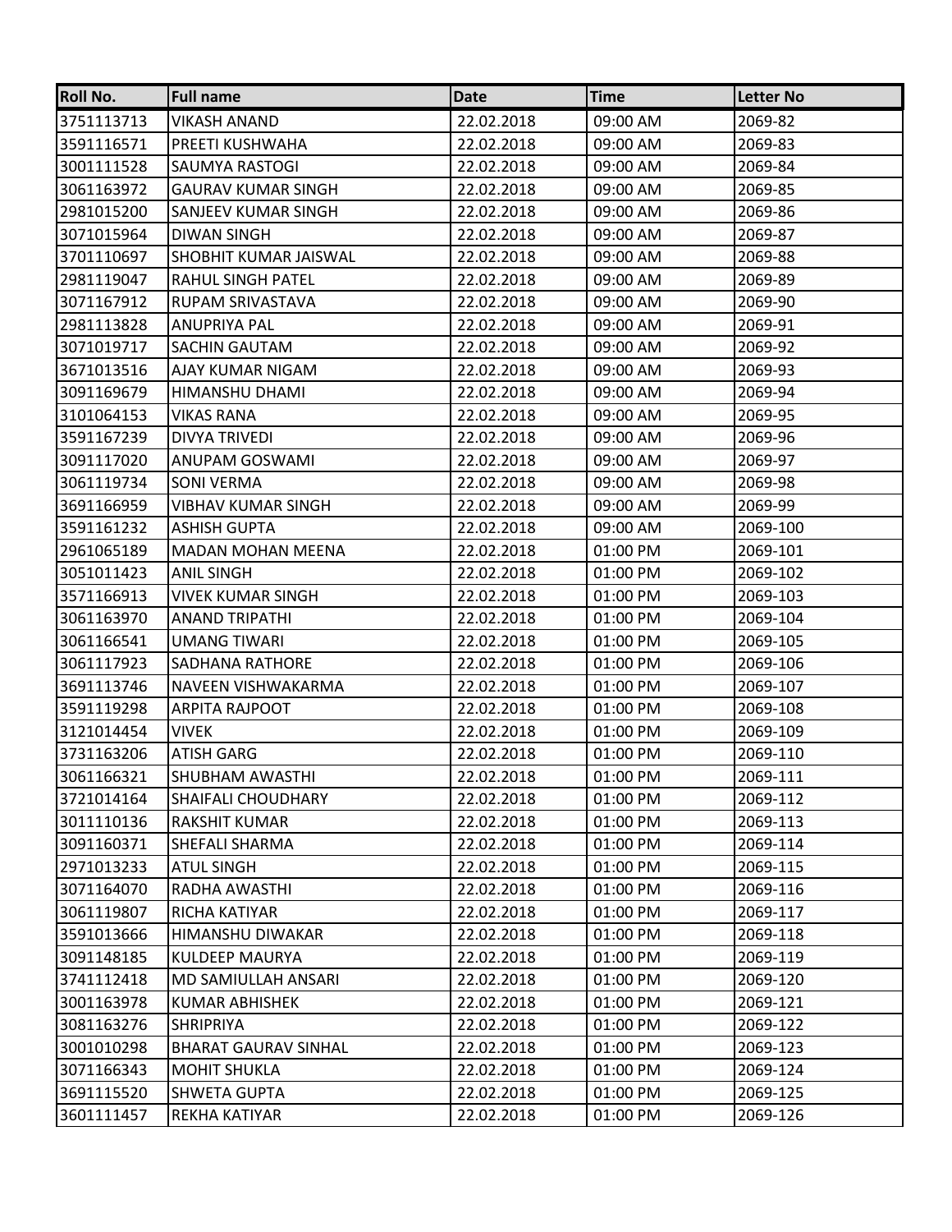| Roll No. | Full name | Date | Time | Letter No |
|---|---|---|---|---|
| 3751113713 | VIKASH ANAND | 22.02.2018 | 09:00 AM | 2069-82 |
| 3591116571 | PREETI KUSHWAHA | 22.02.2018 | 09:00 AM | 2069-83 |
| 3001111528 | SAUMYA RASTOGI | 22.02.2018 | 09:00 AM | 2069-84 |
| 3061163972 | GAURAV KUMAR SINGH | 22.02.2018 | 09:00 AM | 2069-85 |
| 2981015200 | SANJEEV KUMAR SINGH | 22.02.2018 | 09:00 AM | 2069-86 |
| 3071015964 | DIWAN SINGH | 22.02.2018 | 09:00 AM | 2069-87 |
| 3701110697 | SHOBHIT KUMAR JAISWAL | 22.02.2018 | 09:00 AM | 2069-88 |
| 2981119047 | RAHUL SINGH PATEL | 22.02.2018 | 09:00 AM | 2069-89 |
| 3071167912 | RUPAM SRIVASTAVA | 22.02.2018 | 09:00 AM | 2069-90 |
| 2981113828 | ANUPRIYA PAL | 22.02.2018 | 09:00 AM | 2069-91 |
| 3071019717 | SACHIN GAUTAM | 22.02.2018 | 09:00 AM | 2069-92 |
| 3671013516 | AJAY KUMAR NIGAM | 22.02.2018 | 09:00 AM | 2069-93 |
| 3091169679 | HIMANSHU DHAMI | 22.02.2018 | 09:00 AM | 2069-94 |
| 3101064153 | VIKAS RANA | 22.02.2018 | 09:00 AM | 2069-95 |
| 3591167239 | DIVYA TRIVEDI | 22.02.2018 | 09:00 AM | 2069-96 |
| 3091117020 | ANUPAM GOSWAMI | 22.02.2018 | 09:00 AM | 2069-97 |
| 3061119734 | SONI VERMA | 22.02.2018 | 09:00 AM | 2069-98 |
| 3691166959 | VIBHAV KUMAR SINGH | 22.02.2018 | 09:00 AM | 2069-99 |
| 3591161232 | ASHISH GUPTA | 22.02.2018 | 09:00 AM | 2069-100 |
| 2961065189 | MADAN MOHAN MEENA | 22.02.2018 | 01:00 PM | 2069-101 |
| 3051011423 | ANIL SINGH | 22.02.2018 | 01:00 PM | 2069-102 |
| 3571166913 | VIVEK KUMAR SINGH | 22.02.2018 | 01:00 PM | 2069-103 |
| 3061163970 | ANAND TRIPATHI | 22.02.2018 | 01:00 PM | 2069-104 |
| 3061166541 | UMANG TIWARI | 22.02.2018 | 01:00 PM | 2069-105 |
| 3061117923 | SADHANA RATHORE | 22.02.2018 | 01:00 PM | 2069-106 |
| 3691113746 | NAVEEN VISHWAKARMA | 22.02.2018 | 01:00 PM | 2069-107 |
| 3591119298 | ARPITA RAJPOOT | 22.02.2018 | 01:00 PM | 2069-108 |
| 3121014454 | VIVEK | 22.02.2018 | 01:00 PM | 2069-109 |
| 3731163206 | ATISH GARG | 22.02.2018 | 01:00 PM | 2069-110 |
| 3061166321 | SHUBHAM AWASTHI | 22.02.2018 | 01:00 PM | 2069-111 |
| 3721014164 | SHAIFALI CHOUDHARY | 22.02.2018 | 01:00 PM | 2069-112 |
| 3011110136 | RAKSHIT KUMAR | 22.02.2018 | 01:00 PM | 2069-113 |
| 3091160371 | SHEFALI SHARMA | 22.02.2018 | 01:00 PM | 2069-114 |
| 2971013233 | ATUL SINGH | 22.02.2018 | 01:00 PM | 2069-115 |
| 3071164070 | RADHA AWASTHI | 22.02.2018 | 01:00 PM | 2069-116 |
| 3061119807 | RICHA KATIYAR | 22.02.2018 | 01:00 PM | 2069-117 |
| 3591013666 | HIMANSHU DIWAKAR | 22.02.2018 | 01:00 PM | 2069-118 |
| 3091148185 | KULDEEP MAURYA | 22.02.2018 | 01:00 PM | 2069-119 |
| 3741112418 | MD SAMIULLAH ANSARI | 22.02.2018 | 01:00 PM | 2069-120 |
| 3001163978 | KUMAR ABHISHEK | 22.02.2018 | 01:00 PM | 2069-121 |
| 3081163276 | SHRIPRIYA | 22.02.2018 | 01:00 PM | 2069-122 |
| 3001010298 | BHARAT GAURAV SINHAL | 22.02.2018 | 01:00 PM | 2069-123 |
| 3071166343 | MOHIT SHUKLA | 22.02.2018 | 01:00 PM | 2069-124 |
| 3691115520 | SHWETA GUPTA | 22.02.2018 | 01:00 PM | 2069-125 |
| 3601111457 | REKHA KATIYAR | 22.02.2018 | 01:00 PM | 2069-126 |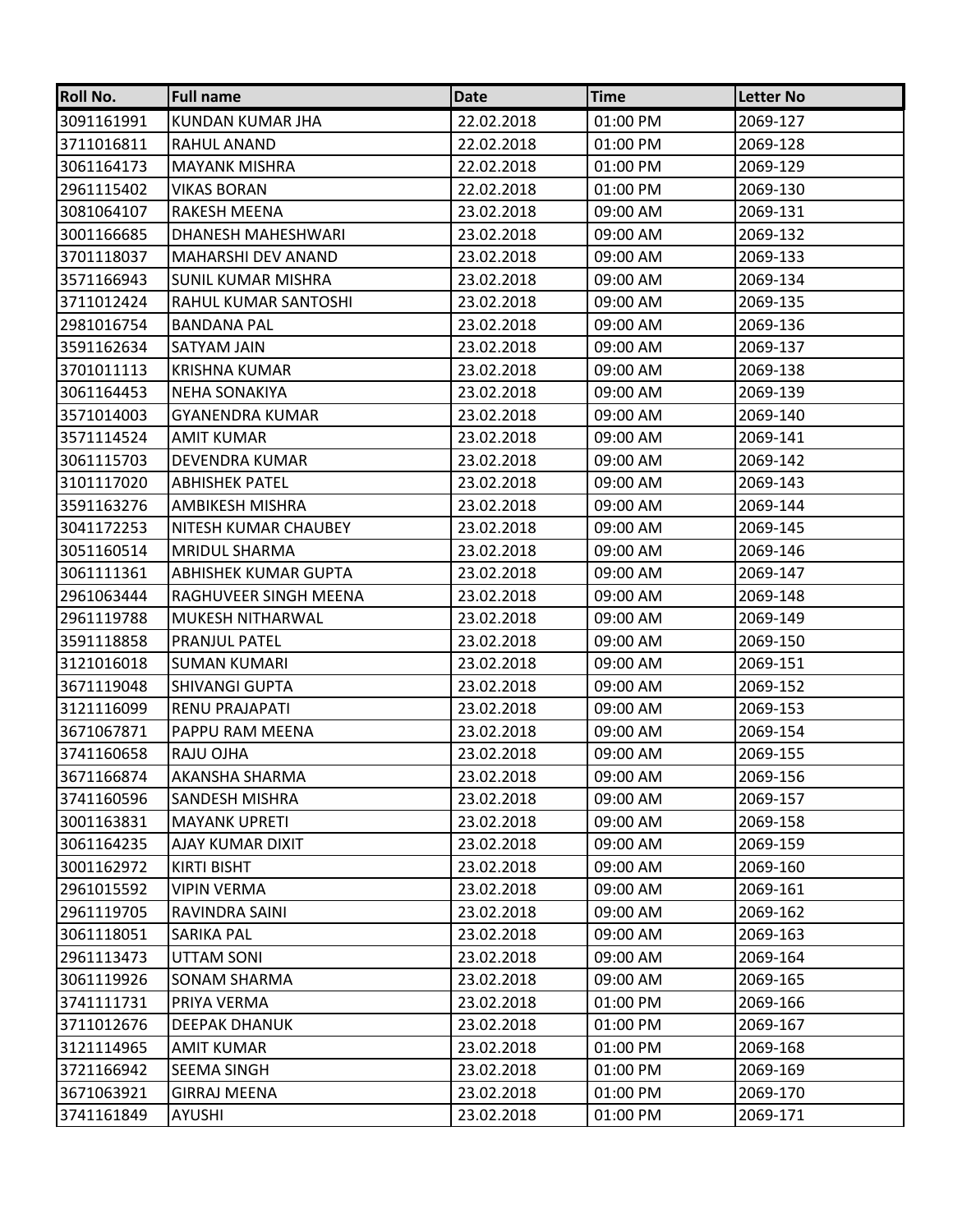| Roll No. | Full name | Date | Time | Letter No |
| --- | --- | --- | --- | --- |
| 3091161991 | KUNDAN KUMAR JHA | 22.02.2018 | 01:00 PM | 2069-127 |
| 3711016811 | RAHUL ANAND | 22.02.2018 | 01:00 PM | 2069-128 |
| 3061164173 | MAYANK MISHRA | 22.02.2018 | 01:00 PM | 2069-129 |
| 2961115402 | VIKAS BORAN | 22.02.2018 | 01:00 PM | 2069-130 |
| 3081064107 | RAKESH MEENA | 23.02.2018 | 09:00 AM | 2069-131 |
| 3001166685 | DHANESH MAHESHWARI | 23.02.2018 | 09:00 AM | 2069-132 |
| 3701118037 | MAHARSHI DEV ANAND | 23.02.2018 | 09:00 AM | 2069-133 |
| 3571166943 | SUNIL KUMAR MISHRA | 23.02.2018 | 09:00 AM | 2069-134 |
| 3711012424 | RAHUL KUMAR SANTOSHI | 23.02.2018 | 09:00 AM | 2069-135 |
| 2981016754 | BANDANA PAL | 23.02.2018 | 09:00 AM | 2069-136 |
| 3591162634 | SATYAM JAIN | 23.02.2018 | 09:00 AM | 2069-137 |
| 3701011113 | KRISHNA KUMAR | 23.02.2018 | 09:00 AM | 2069-138 |
| 3061164453 | NEHA SONAKIYA | 23.02.2018 | 09:00 AM | 2069-139 |
| 3571014003 | GYANENDRA KUMAR | 23.02.2018 | 09:00 AM | 2069-140 |
| 3571114524 | AMIT KUMAR | 23.02.2018 | 09:00 AM | 2069-141 |
| 3061115703 | DEVENDRA KUMAR | 23.02.2018 | 09:00 AM | 2069-142 |
| 3101117020 | ABHISHEK PATEL | 23.02.2018 | 09:00 AM | 2069-143 |
| 3591163276 | AMBIKESH MISHRA | 23.02.2018 | 09:00 AM | 2069-144 |
| 3041172253 | NITESH KUMAR CHAUBEY | 23.02.2018 | 09:00 AM | 2069-145 |
| 3051160514 | MRIDUL SHARMA | 23.02.2018 | 09:00 AM | 2069-146 |
| 3061111361 | ABHISHEK KUMAR GUPTA | 23.02.2018 | 09:00 AM | 2069-147 |
| 2961063444 | RAGHUVEER SINGH MEENA | 23.02.2018 | 09:00 AM | 2069-148 |
| 2961119788 | MUKESH NITHARWAL | 23.02.2018 | 09:00 AM | 2069-149 |
| 3591118858 | PRANJUL PATEL | 23.02.2018 | 09:00 AM | 2069-150 |
| 3121016018 | SUMAN KUMARI | 23.02.2018 | 09:00 AM | 2069-151 |
| 3671119048 | SHIVANGI GUPTA | 23.02.2018 | 09:00 AM | 2069-152 |
| 3121116099 | RENU PRAJAPATI | 23.02.2018 | 09:00 AM | 2069-153 |
| 3671067871 | PAPPU RAM MEENA | 23.02.2018 | 09:00 AM | 2069-154 |
| 3741160658 | RAJU OJHA | 23.02.2018 | 09:00 AM | 2069-155 |
| 3671166874 | AKANSHA SHARMA | 23.02.2018 | 09:00 AM | 2069-156 |
| 3741160596 | SANDESH MISHRA | 23.02.2018 | 09:00 AM | 2069-157 |
| 3001163831 | MAYANK UPRETI | 23.02.2018 | 09:00 AM | 2069-158 |
| 3061164235 | AJAY KUMAR DIXIT | 23.02.2018 | 09:00 AM | 2069-159 |
| 3001162972 | KIRTI BISHT | 23.02.2018 | 09:00 AM | 2069-160 |
| 2961015592 | VIPIN VERMA | 23.02.2018 | 09:00 AM | 2069-161 |
| 2961119705 | RAVINDRA SAINI | 23.02.2018 | 09:00 AM | 2069-162 |
| 3061118051 | SARIKA PAL | 23.02.2018 | 09:00 AM | 2069-163 |
| 2961113473 | UTTAM SONI | 23.02.2018 | 09:00 AM | 2069-164 |
| 3061119926 | SONAM SHARMA | 23.02.2018 | 09:00 AM | 2069-165 |
| 3741111731 | PRIYA VERMA | 23.02.2018 | 01:00 PM | 2069-166 |
| 3711012676 | DEEPAK DHANUK | 23.02.2018 | 01:00 PM | 2069-167 |
| 3121114965 | AMIT KUMAR | 23.02.2018 | 01:00 PM | 2069-168 |
| 3721166942 | SEEMA SINGH | 23.02.2018 | 01:00 PM | 2069-169 |
| 3671063921 | GIRRAJ MEENA | 23.02.2018 | 01:00 PM | 2069-170 |
| 3741161849 | AYUSHI | 23.02.2018 | 01:00 PM | 2069-171 |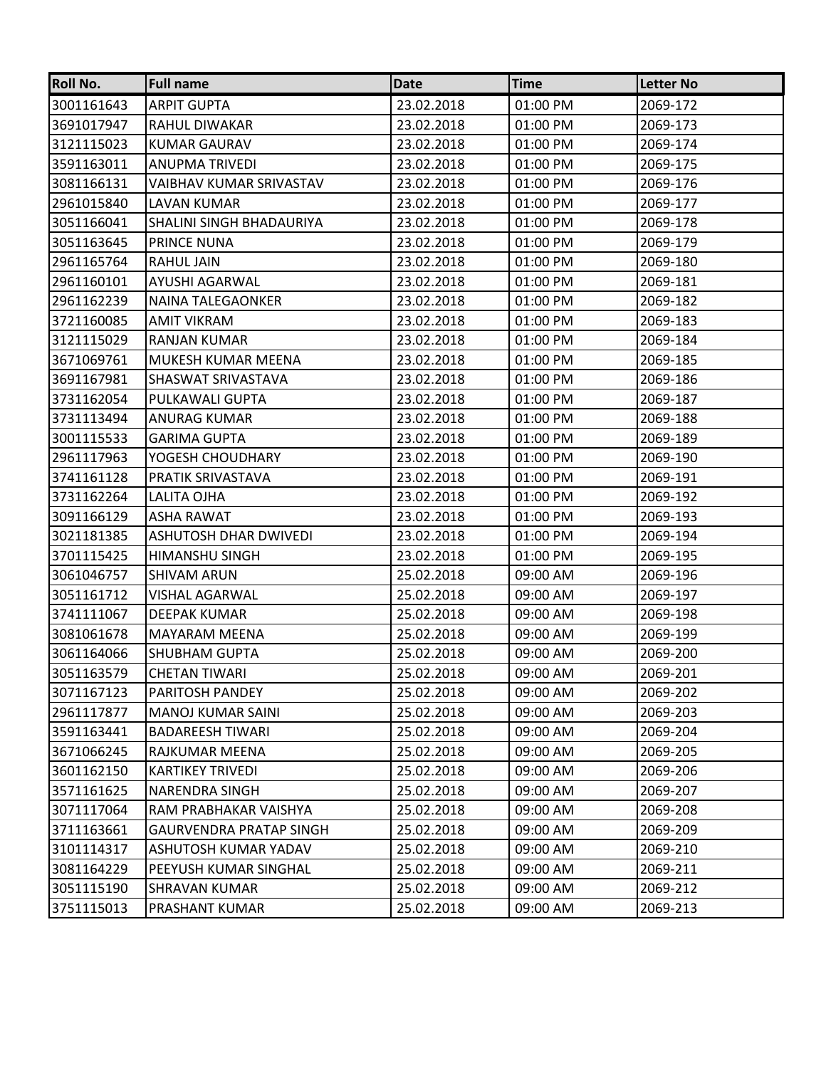| Roll No. | Full name | Date | Time | Letter No |
|---|---|---|---|---|
| 3001161643 | ARPIT GUPTA | 23.02.2018 | 01:00 PM | 2069-172 |
| 3691017947 | RAHUL DIWAKAR | 23.02.2018 | 01:00 PM | 2069-173 |
| 3121115023 | KUMAR GAURAV | 23.02.2018 | 01:00 PM | 2069-174 |
| 3591163011 | ANUPMA TRIVEDI | 23.02.2018 | 01:00 PM | 2069-175 |
| 3081166131 | VAIBHAV KUMAR SRIVASTAV | 23.02.2018 | 01:00 PM | 2069-176 |
| 2961015840 | LAVAN KUMAR | 23.02.2018 | 01:00 PM | 2069-177 |
| 3051166041 | SHALINI SINGH BHADAURIYA | 23.02.2018 | 01:00 PM | 2069-178 |
| 3051163645 | PRINCE NUNA | 23.02.2018 | 01:00 PM | 2069-179 |
| 2961165764 | RAHUL JAIN | 23.02.2018 | 01:00 PM | 2069-180 |
| 2961160101 | AYUSHI AGARWAL | 23.02.2018 | 01:00 PM | 2069-181 |
| 2961162239 | NAINA TALEGAONKER | 23.02.2018 | 01:00 PM | 2069-182 |
| 3721160085 | AMIT VIKRAM | 23.02.2018 | 01:00 PM | 2069-183 |
| 3121115029 | RANJAN KUMAR | 23.02.2018 | 01:00 PM | 2069-184 |
| 3671069761 | MUKESH KUMAR MEENA | 23.02.2018 | 01:00 PM | 2069-185 |
| 3691167981 | SHASWAT SRIVASTAVA | 23.02.2018 | 01:00 PM | 2069-186 |
| 3731162054 | PULKAWALI GUPTA | 23.02.2018 | 01:00 PM | 2069-187 |
| 3731113494 | ANURAG KUMAR | 23.02.2018 | 01:00 PM | 2069-188 |
| 3001115533 | GARIMA GUPTA | 23.02.2018 | 01:00 PM | 2069-189 |
| 2961117963 | YOGESH CHOUDHARY | 23.02.2018 | 01:00 PM | 2069-190 |
| 3741161128 | PRATIK SRIVASTAVA | 23.02.2018 | 01:00 PM | 2069-191 |
| 3731162264 | LALITA OJHA | 23.02.2018 | 01:00 PM | 2069-192 |
| 3091166129 | ASHA RAWAT | 23.02.2018 | 01:00 PM | 2069-193 |
| 3021181385 | ASHUTOSH DHAR DWIVEDI | 23.02.2018 | 01:00 PM | 2069-194 |
| 3701115425 | HIMANSHU SINGH | 23.02.2018 | 01:00 PM | 2069-195 |
| 3061046757 | SHIVAM ARUN | 25.02.2018 | 09:00 AM | 2069-196 |
| 3051161712 | VISHAL AGARWAL | 25.02.2018 | 09:00 AM | 2069-197 |
| 3741111067 | DEEPAK KUMAR | 25.02.2018 | 09:00 AM | 2069-198 |
| 3081061678 | MAYARAM MEENA | 25.02.2018 | 09:00 AM | 2069-199 |
| 3061164066 | SHUBHAM GUPTA | 25.02.2018 | 09:00 AM | 2069-200 |
| 3051163579 | CHETAN TIWARI | 25.02.2018 | 09:00 AM | 2069-201 |
| 3071167123 | PARITOSH PANDEY | 25.02.2018 | 09:00 AM | 2069-202 |
| 2961117877 | MANOJ KUMAR SAINI | 25.02.2018 | 09:00 AM | 2069-203 |
| 3591163441 | BADAREESH TIWARI | 25.02.2018 | 09:00 AM | 2069-204 |
| 3671066245 | RAJKUMAR MEENA | 25.02.2018 | 09:00 AM | 2069-205 |
| 3601162150 | KARTIKEY TRIVEDI | 25.02.2018 | 09:00 AM | 2069-206 |
| 3571161625 | NARENDRA SINGH | 25.02.2018 | 09:00 AM | 2069-207 |
| 3071117064 | RAM PRABHAKAR VAISHYA | 25.02.2018 | 09:00 AM | 2069-208 |
| 3711163661 | GAURVENDRA PRATAP SINGH | 25.02.2018 | 09:00 AM | 2069-209 |
| 3101114317 | ASHUTOSH KUMAR YADAV | 25.02.2018 | 09:00 AM | 2069-210 |
| 3081164229 | PEEYUSH KUMAR SINGHAL | 25.02.2018 | 09:00 AM | 2069-211 |
| 3051115190 | SHRAVAN KUMAR | 25.02.2018 | 09:00 AM | 2069-212 |
| 3751115013 | PRASHANT KUMAR | 25.02.2018 | 09:00 AM | 2069-213 |